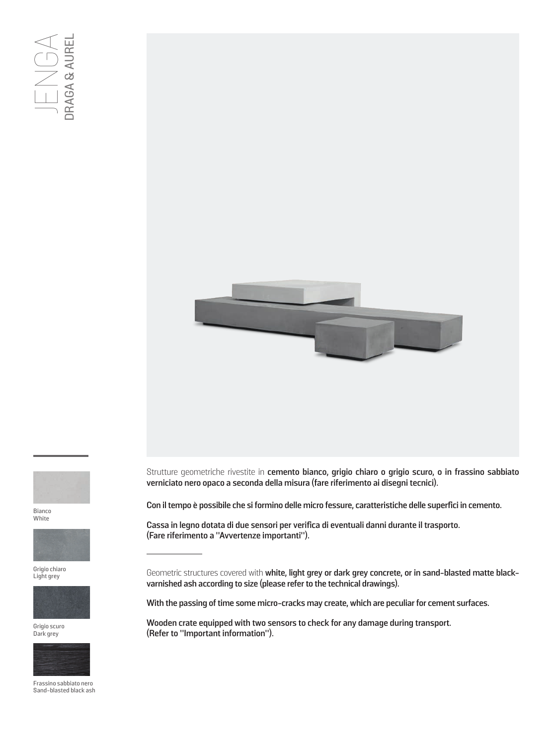# JENGA

## DRAGA & AUREL

Strutture geometriche rivestite in **cemento bianco, grigio chiaro o grigio scuro, o in frassino sabbiato verniciato nero opaco a seconda della misura (fare riferimento ai disegni tecnici).**

**Con il tempo è possibile che si formino delle micro fessure, caratteristiche delle superfici in cemento.**

**Cassa in legno dotata di due sensori per verifica di eventuali danni durante il trasporto. (Fare riferimento a "Avvertenze importanti").**

---

Geometric structures covered with **white, light grey or dark grey concrete, or in sand-blasted matte black-varnished ash according to size (please refer to the technical drawings).**

**With the passing of time some micro-cracks may create, which are peculiar for cement surfaces.**

**Wooden crate equipped with two sensors to check for any damage during transport. (Refer to "Important information").**

Bianco
White

Grigio chiaro
Light grey

Grigio scuro
Dark grey

Frassino sabbiato nero
Sand-blasted black ash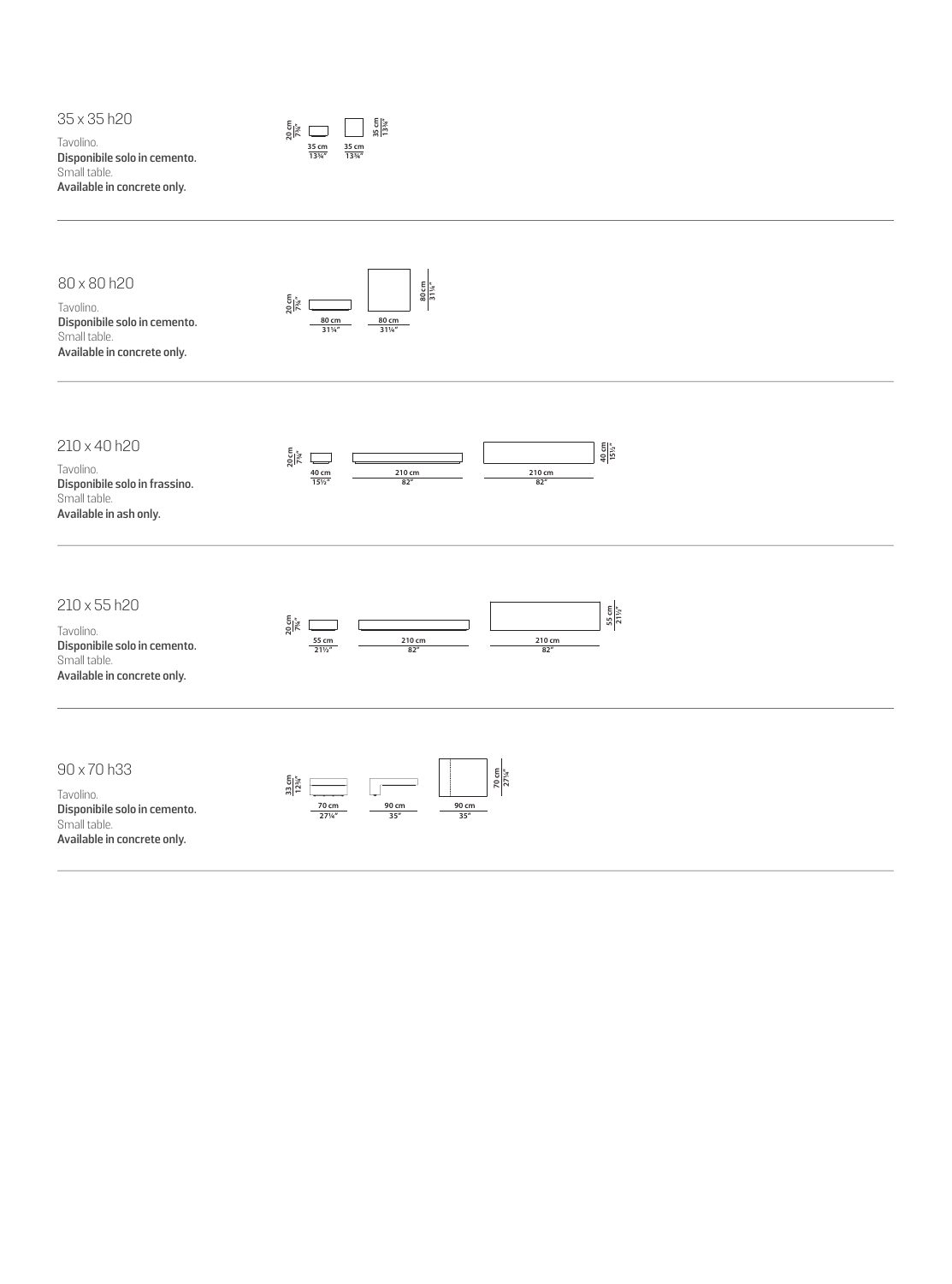## 35 x 35 h20

Tavolino.
**Disponibile solo in cemento.**
Small table.
**Available in concrete only.**

20 cm
7¾"
35 cm
13¾"
35 cm
13¾"
35 cm
13¾"

---

## 80 x 80 h20

Tavolino.
**Disponibile solo in cemento.**
Small table.
**Available in concrete only.**

20 cm
7¾"
80 cm
31¼"
80 cm
31¼"
80 cm
31¼"

---

## 210 x 40 h20

Tavolino.
**Disponibile solo in frassino.**
Small table.
**Available in ash only.**

20 cm
7¾"
40 cm
15½"
210 cm
82"
210 cm
82"
40 cm
15½"

---

## 210 x 55 h20

Tavolino.
**Disponibile solo in cemento.**
Small table.
**Available in concrete only.**

20 cm
7¾"
55 cm
21½"
210 cm
82"
210 cm
82"
55 cm
21½"

---

## 90 x 70 h33

Tavolino.
**Disponibile solo in cemento.**
Small table.
**Available in concrete only.**

33 cm
12¾"
70 cm
27¼"
90 cm
35"
90 cm
35"
70 cm
27¼"